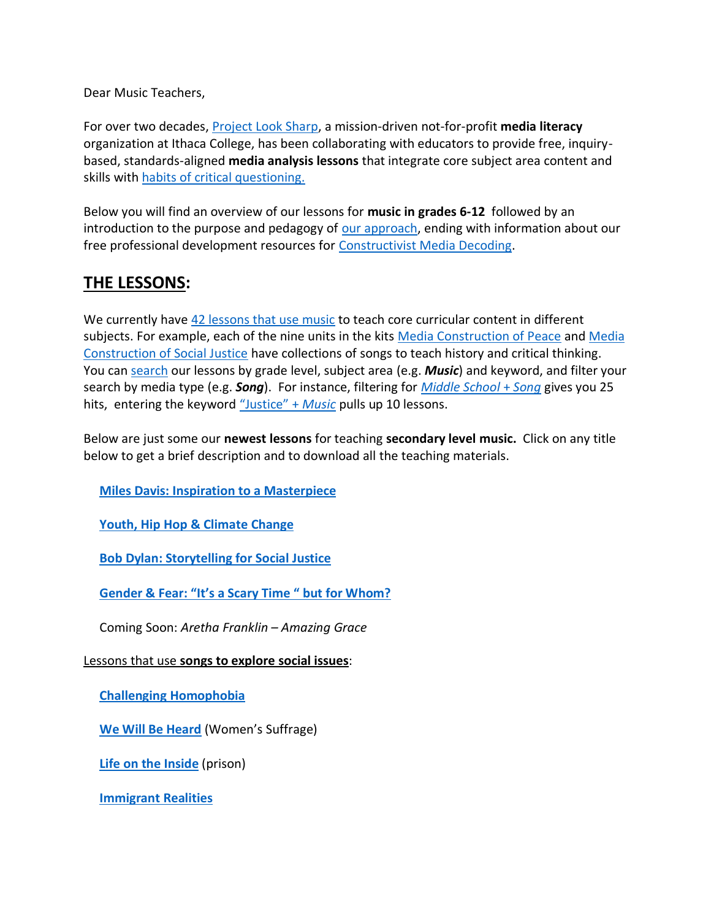Dear Music Teachers,

For over two decades, Project Look Sharp, a mission-driven not-for-profit **media literacy** organization at Ithaca College, has been collaborating with educators to provide free, inquiry-based, standards-aligned **media analysis lessons** that integrate core subject area content and skills with habits of critical questioning.

Below you will find an overview of our lessons for **music in grades 6-12** followed by an introduction to the purpose and pedagogy of our approach, ending with information about our free professional development resources for Constructivist Media Decoding.

## THE LESSONS:

We currently have 42 lessons that use music to teach core curricular content in different subjects. For example, each of the nine units in the kits Media Construction of Peace and Media Construction of Social Justice have collections of songs to teach history and critical thinking. You can search our lessons by grade level, subject area (e.g. ***Music***) and keyword, and filter your search by media type (e.g. ***Song***). For instance, filtering for *Middle School + Song* gives you 25 hits, entering the keyword "Justice" + *Music* pulls up 10 lessons.

Below are just some our **newest lessons** for teaching **secondary level music.** Click on any title below to get a brief description and to download all the teaching materials.

**Miles Davis: Inspiration to a Masterpiece**

**Youth, Hip Hop & Climate Change**

**Bob Dylan: Storytelling for Social Justice**

**Gender & Fear: "It's a Scary Time " but for Whom?**

Coming Soon: *Aretha Franklin – Amazing Grace*

Lessons that use **songs to explore social issues**:

**Challenging Homophobia**

**We Will Be Heard** (Women's Suffrage)

**Life on the Inside** (prison)

**Immigrant Realities**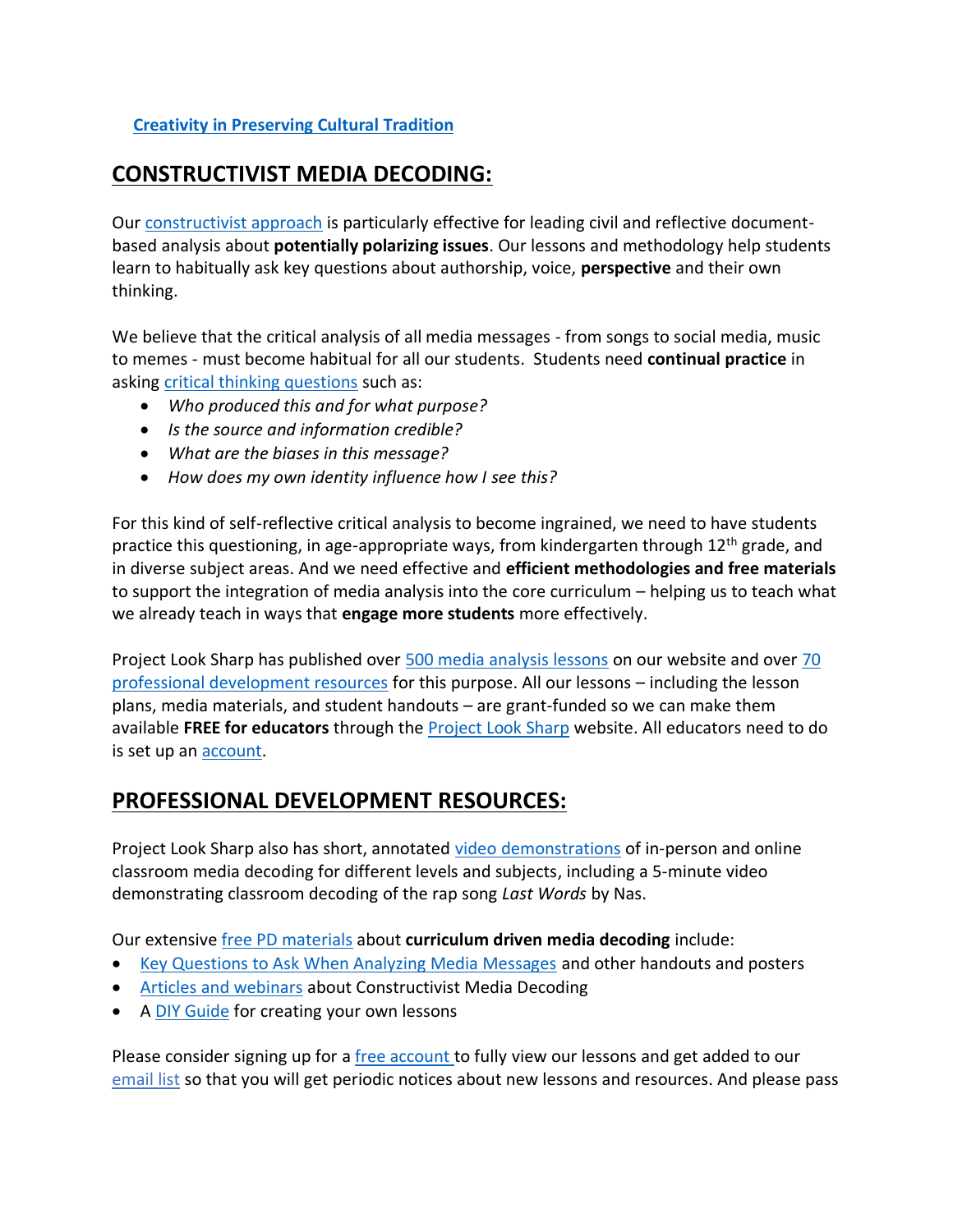**Creativity in Preserving Cultural Tradition**

## CONSTRUCTIVIST MEDIA DECODING:

Our constructivist approach is particularly effective for leading civil and reflective document-based analysis about **potentially polarizing issues**. Our lessons and methodology help students learn to habitually ask key questions about authorship, voice, **perspective** and their own thinking.

We believe that the critical analysis of all media messages - from songs to social media, music to memes - must become habitual for all our students. Students need **continual practice** in asking critical thinking questions such as:

- *Who produced this and for what purpose?*
- *Is the source and information credible?*
- *What are the biases in this message?*
- *How does my own identity influence how I see this?*

For this kind of self-reflective critical analysis to become ingrained, we need to have students practice this questioning, in age-appropriate ways, from kindergarten through 12th grade, and in diverse subject areas. And we need effective and **efficient methodologies and free materials** to support the integration of media analysis into the core curriculum – helping us to teach what we already teach in ways that **engage more students** more effectively.

Project Look Sharp has published over 500 media analysis lessons on our website and over 70 professional development resources for this purpose. All our lessons – including the lesson plans, media materials, and student handouts – are grant-funded so we can make them available **FREE for educators** through the Project Look Sharp website. All educators need to do is set up an account.

## PROFESSIONAL DEVELOPMENT RESOURCES:

Project Look Sharp also has short, annotated video demonstrations of in-person and online classroom media decoding for different levels and subjects, including a 5-minute video demonstrating classroom decoding of the rap song *Last Words* by Nas.

Our extensive free PD materials about **curriculum driven media decoding** include:

- Key Questions to Ask When Analyzing Media Messages and other handouts and posters
- Articles and webinars about Constructivist Media Decoding
- A DIY Guide for creating your own lessons

Please consider signing up for a free account to fully view our lessons and get added to our email list so that you will get periodic notices about new lessons and resources. And please pass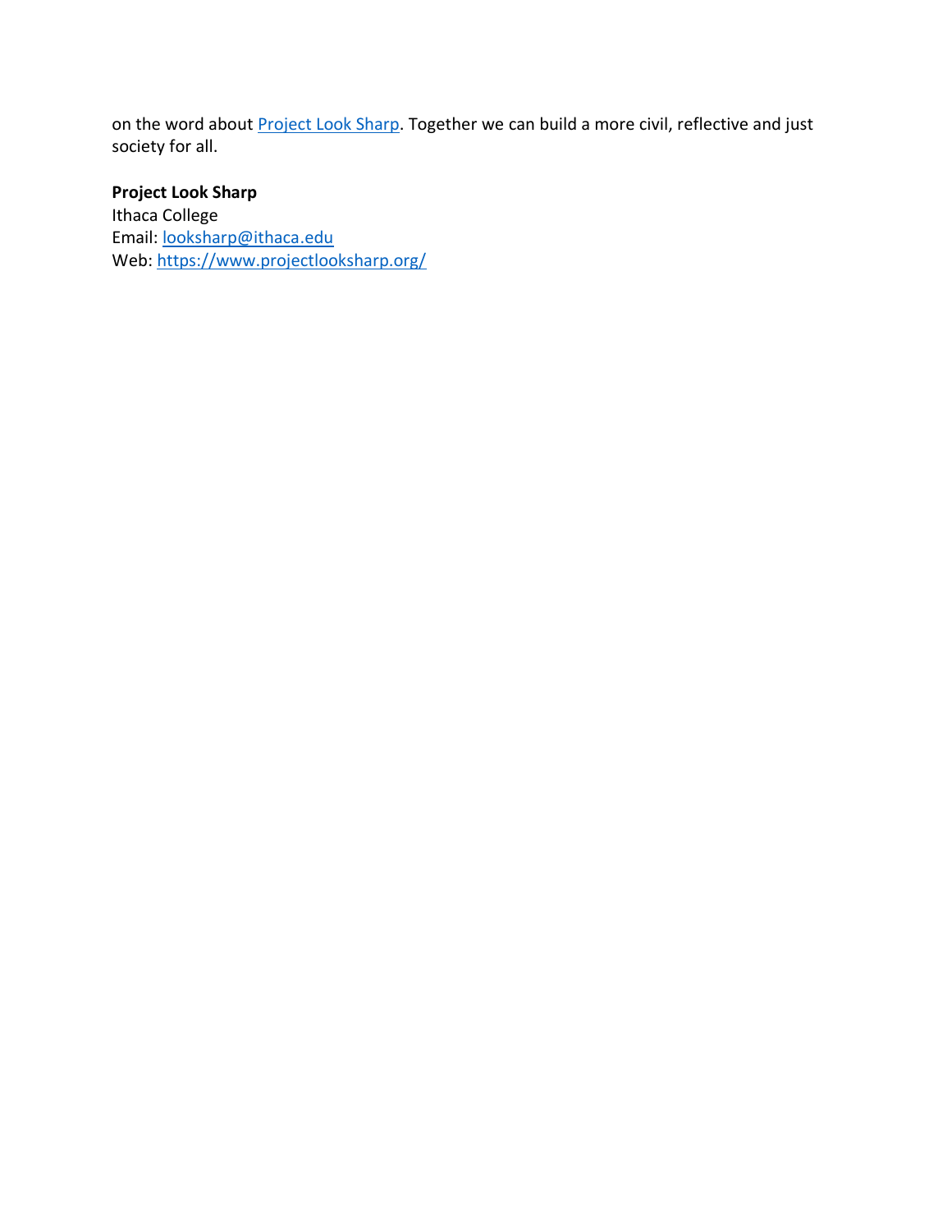on the word about Project Look Sharp. Together we can build a more civil, reflective and just society for all.

**Project Look Sharp**
Ithaca College
Email: looksharp@ithaca.edu
Web: https://www.projectlooksharp.org/